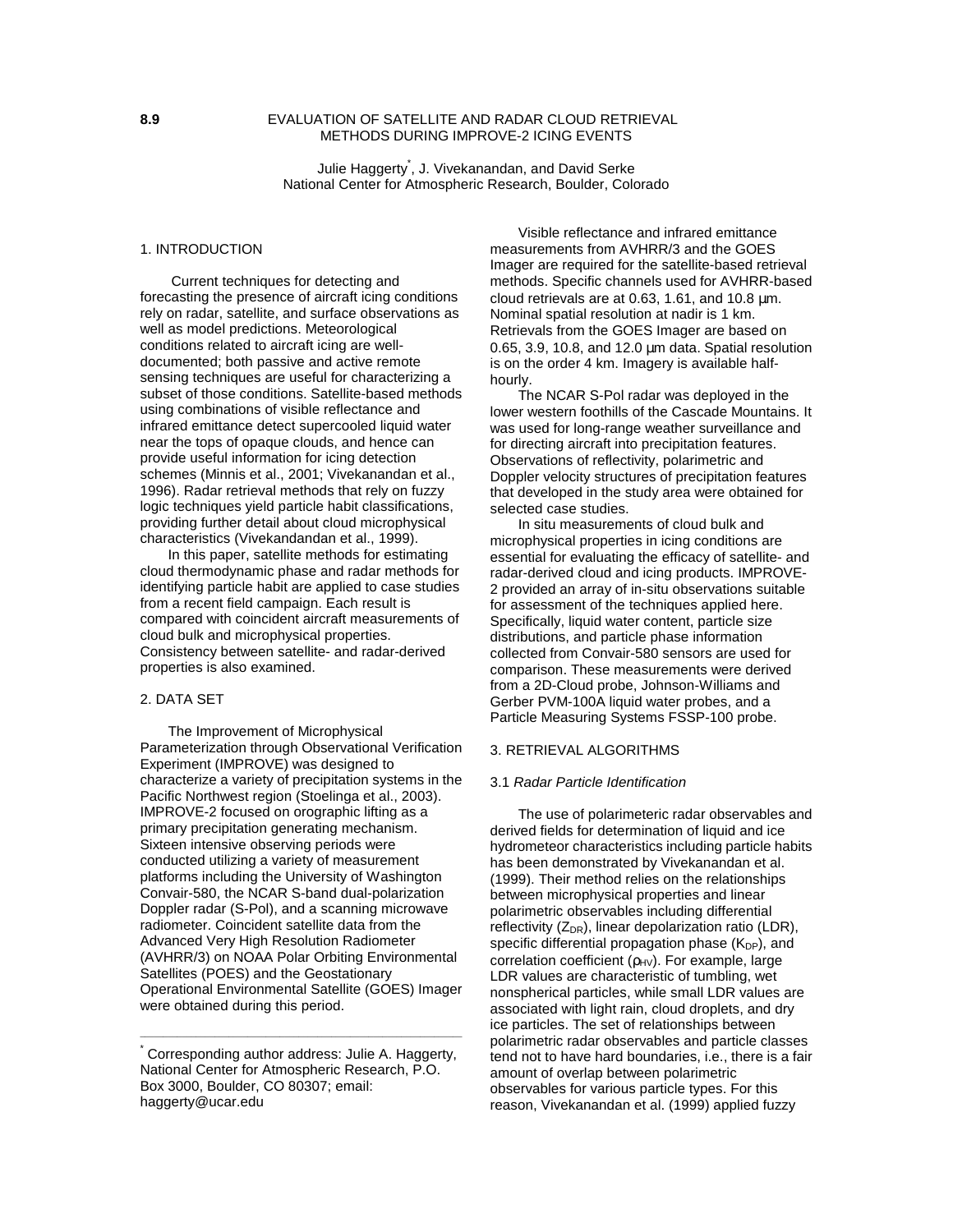**8.9** EVALUATION OF SATELLITE AND RADAR CLOUD RETRIEVAL METHODS DURING IMPROVE-2 ICING EVENTS

Julie Haggerty*, J. Vivekanandan, and David Serke
National Center for Atmospheric Research, Boulder, Colorado

## 1. INTRODUCTION

Current techniques for detecting and forecasting the presence of aircraft icing conditions rely on radar, satellite, and surface observations as well as model predictions. Meteorological conditions related to aircraft icing are well-documented; both passive and active remote sensing techniques are useful for characterizing a subset of those conditions. Satellite-based methods using combinations of visible reflectance and infrared emittance detect supercooled liquid water near the tops of opaque clouds, and hence can provide useful information for icing detection schemes (Minnis et al., 2001; Vivekanandan et al., 1996). Radar retrieval methods that rely on fuzzy logic techniques yield particle habit classifications, providing further detail about cloud microphysical characteristics (Vivekandandan et al., 1999).

In this paper, satellite methods for estimating cloud thermodynamic phase and radar methods for identifying particle habit are applied to case studies from a recent field campaign. Each result is compared with coincident aircraft measurements of cloud bulk and microphysical properties. Consistency between satellite- and radar-derived properties is also examined.

## 2. DATA SET

The Improvement of Microphysical Parameterization through Observational Verification Experiment (IMPROVE) was designed to characterize a variety of precipitation systems in the Pacific Northwest region (Stoelinga et al., 2003). IMPROVE-2 focused on orographic lifting as a primary precipitation generating mechanism. Sixteen intensive observing periods were conducted utilizing a variety of measurement platforms including the University of Washington Convair-580, the NCAR S-band dual-polarization Doppler radar (S-Pol), and a scanning microwave radiometer. Coincident satellite data from the Advanced Very High Resolution Radiometer (AVHRR/3) on NOAA Polar Orbiting Environmental Satellites (POES) and the Geostationary Operational Environmental Satellite (GOES) Imager were obtained during this period.

Visible reflectance and infrared emittance measurements from AVHRR/3 and the GOES Imager are required for the satellite-based retrieval methods. Specific channels used for AVHRR-based cloud retrievals are at 0.63, 1.61, and 10.8 µm. Nominal spatial resolution at nadir is 1 km. Retrievals from the GOES Imager are based on 0.65, 3.9, 10.8, and 12.0 µm data. Spatial resolution is on the order 4 km. Imagery is available half-hourly.

The NCAR S-Pol radar was deployed in the lower western foothills of the Cascade Mountains. It was used for long-range weather surveillance and for directing aircraft into precipitation features. Observations of reflectivity, polarimetric and Doppler velocity structures of precipitation features that developed in the study area were obtained for selected case studies.

In situ measurements of cloud bulk and microphysical properties in icing conditions are essential for evaluating the efficacy of satellite- and radar-derived cloud and icing products. IMPROVE-2 provided an array of in-situ observations suitable for assessment of the techniques applied here. Specifically, liquid water content, particle size distributions, and particle phase information collected from Convair-580 sensors are used for comparison. These measurements were derived from a 2D-Cloud probe, Johnson-Williams and Gerber PVM-100A liquid water probes, and a Particle Measuring Systems FSSP-100 probe.

## 3. RETRIEVAL ALGORITHMS

### 3.1 *Radar Particle Identification*

The use of polarimeteric radar observables and derived fields for determination of liquid and ice hydrometeor characteristics including particle habits has been demonstrated by Vivekanandan et al. (1999). Their method relies on the relationships between microphysical properties and linear polarimetric observables including differential reflectivity ($Z_{DR}$), linear depolarization ratio (LDR), specific differential propagation phase ($K_{DP}$), and correlation coefficient ($\rho_{HV}$). For example, large LDR values are characteristic of tumbling, wet nonspherical particles, while small LDR values are associated with light rain, cloud droplets, and dry ice particles. The set of relationships between polarimetric radar observables and particle classes tend not to have hard boundaries, i.e., there is a fair amount of overlap between polarimetric observables for various particle types. For this reason, Vivekanandan et al. (1999) applied fuzzy

---

* Corresponding author address: Julie A. Haggerty, National Center for Atmospheric Research, P.O. Box 3000, Boulder, CO 80307; email: haggerty@ucar.edu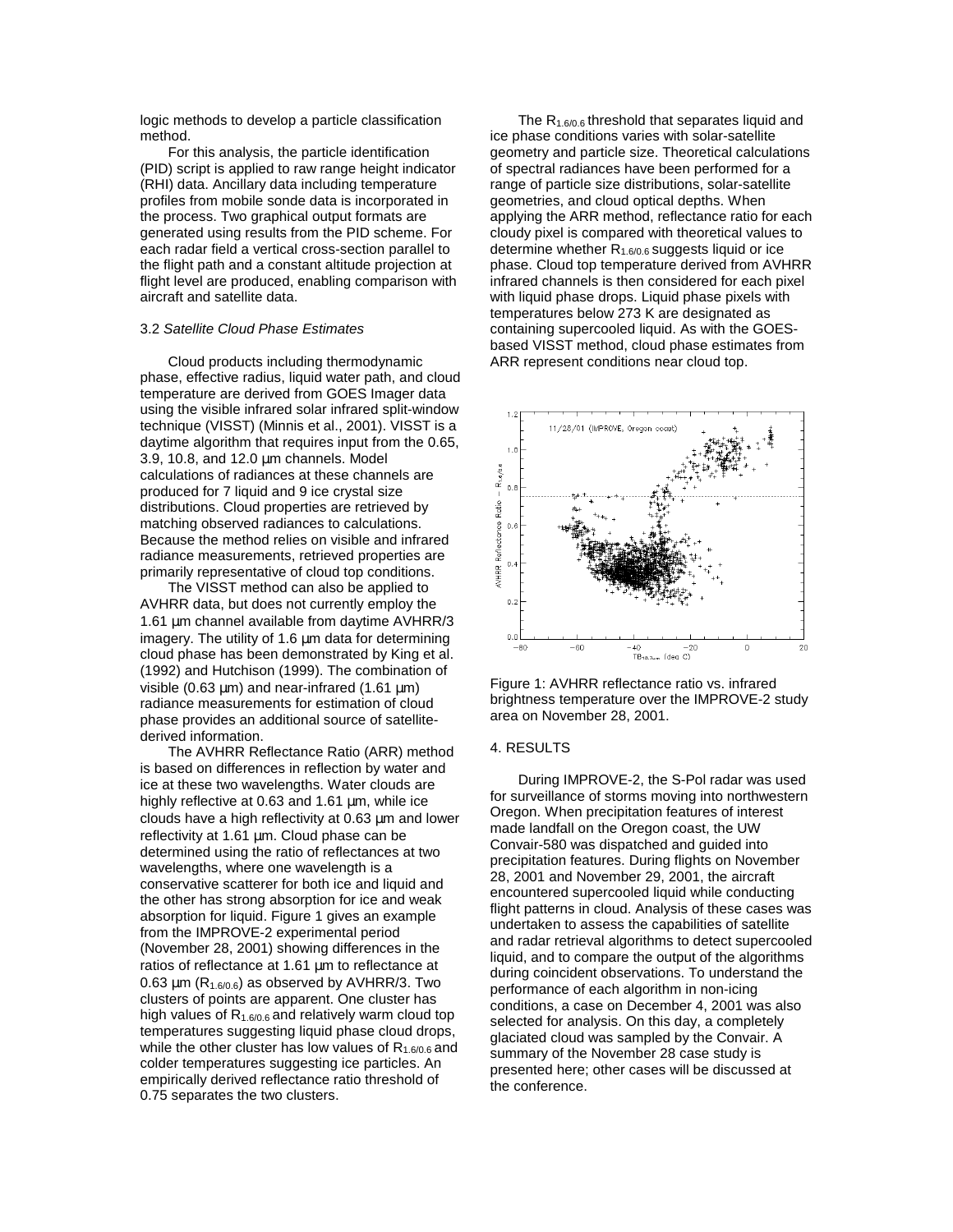logic methods to develop a particle classification method.

For this analysis, the particle identification (PID) script is applied to raw range height indicator (RHI) data. Ancillary data including temperature profiles from mobile sonde data is incorporated in the process. Two graphical output formats are generated using results from the PID scheme. For each radar field a vertical cross-section parallel to the flight path and a constant altitude projection at flight level are produced, enabling comparison with aircraft and satellite data.

### 3.2 *Satellite Cloud Phase Estimates*

Cloud products including thermodynamic phase, effective radius, liquid water path, and cloud temperature are derived from GOES Imager data using the visible infrared solar infrared split-window technique (VISST) (Minnis et al., 2001). VISST is a daytime algorithm that requires input from the 0.65, 3.9, 10.8, and 12.0 µm channels. Model calculations of radiances at these channels are produced for 7 liquid and 9 ice crystal size distributions. Cloud properties are retrieved by matching observed radiances to calculations. Because the method relies on visible and infrared radiance measurements, retrieved properties are primarily representative of cloud top conditions.

The VISST method can also be applied to AVHRR data, but does not currently employ the 1.61 µm channel available from daytime AVHRR/3 imagery. The utility of 1.6 µm data for determining cloud phase has been demonstrated by King et al. (1992) and Hutchison (1999). The combination of visible (0.63 µm) and near-infrared (1.61 µm) radiance measurements for estimation of cloud phase provides an additional source of satellite-derived information.

The AVHRR Reflectance Ratio (ARR) method is based on differences in reflection by water and ice at these two wavelengths. Water clouds are highly reflective at 0.63 and 1.61 µm, while ice clouds have a high reflectivity at 0.63 µm and lower reflectivity at 1.61 µm. Cloud phase can be determined using the ratio of reflectances at two wavelengths, where one wavelength is a conservative scatterer for both ice and liquid and the other has strong absorption for ice and weak absorption for liquid. Figure 1 gives an example from the IMPROVE-2 experimental period (November 28, 2001) showing differences in the ratios of reflectance at 1.61 µm to reflectance at 0.63 µm ($R_{1.6/0.6}$) as observed by AVHRR/3. Two clusters of points are apparent. One cluster has high values of $R_{1.6/0.6}$ and relatively warm cloud top temperatures suggesting liquid phase cloud drops, while the other cluster has low values of $R_{1.6/0.6}$ and colder temperatures suggesting ice particles. An empirically derived reflectance ratio threshold of 0.75 separates the two clusters.

The $R_{1.6/0.6}$ threshold that separates liquid and ice phase conditions varies with solar-satellite geometry and particle size. Theoretical calculations of spectral radiances have been performed for a range of particle size distributions, solar-satellite geometries, and cloud optical depths. When applying the ARR method, reflectance ratio for each cloudy pixel is compared with theoretical values to determine whether $R_{1.6/0.6}$ suggests liquid or ice phase. Cloud top temperature derived from AVHRR infrared channels is then considered for each pixel with liquid phase drops. Liquid phase pixels with temperatures below 273 K are designated as containing supercooled liquid. As with the GOES-based VISST method, cloud phase estimates from ARR represent conditions near cloud top.

Figure 1: AVHRR reflectance ratio vs. infrared brightness temperature over the IMPROVE-2 study area on November 28, 2001.

## 4. RESULTS

During IMPROVE-2, the S-Pol radar was used for surveillance of storms moving into northwestern Oregon. When precipitation features of interest made landfall on the Oregon coast, the UW Convair-580 was dispatched and guided into precipitation features. During flights on November 28, 2001 and November 29, 2001, the aircraft encountered supercooled liquid while conducting flight patterns in cloud. Analysis of these cases was undertaken to assess the capabilities of satellite and radar retrieval algorithms to detect supercooled liquid, and to compare the output of the algorithms during coincident observations. To understand the performance of each algorithm in non-icing conditions, a case on December 4, 2001 was also selected for analysis. On this day, a completely glaciated cloud was sampled by the Convair. A summary of the November 28 case study is presented here; other cases will be discussed at the conference.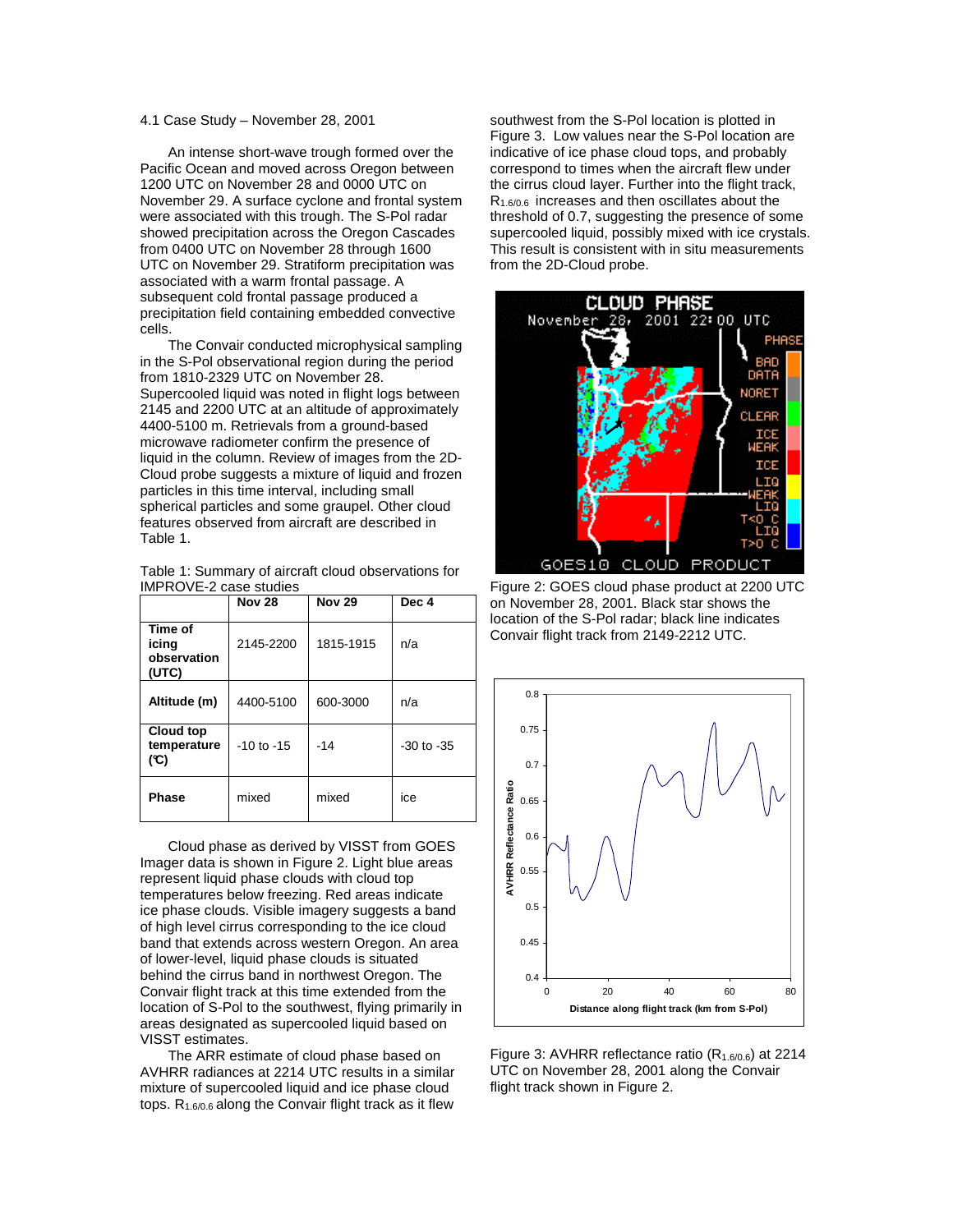### 4.1 Case Study – November 28, 2001

An intense short-wave trough formed over the Pacific Ocean and moved across Oregon between 1200 UTC on November 28 and 0000 UTC on November 29. A surface cyclone and frontal system were associated with this trough. The S-Pol radar showed precipitation across the Oregon Cascades from 0400 UTC on November 28 through 1600 UTC on November 29. Stratiform precipitation was associated with a warm frontal passage. A subsequent cold frontal passage produced a precipitation field containing embedded convective cells.

The Convair conducted microphysical sampling in the S-Pol observational region during the period from 1810-2329 UTC on November 28. Supercooled liquid was noted in flight logs between 2145 and 2200 UTC at an altitude of approximately 4400-5100 m. Retrievals from a ground-based microwave radiometer confirm the presence of liquid in the column. Review of images from the 2D-Cloud probe suggests a mixture of liquid and frozen particles in this time interval, including small spherical particles and some graupel. Other cloud features observed from aircraft are described in Table 1.

Table 1: Summary of aircraft cloud observations for IMPROVE-2 case studies

| | Nov 28 | Nov 29 | Dec 4 |
|---|---|---|---|
| **Time of icing observation (UTC)** | 2145-2200 | 1815-1915 | n/a |
| **Altitude (m)** | 4400-5100 | 600-3000 | n/a |
| **Cloud top temperature (°C)** | -10 to -15 | -14 | -30 to -35 |
| **Phase** | mixed | mixed | ice |

Cloud phase as derived by VISST from GOES Imager data is shown in Figure 2. Light blue areas represent liquid phase clouds with cloud top temperatures below freezing. Red areas indicate ice phase clouds. Visible imagery suggests a band of high level cirrus corresponding to the ice cloud band that extends across western Oregon. An area of lower-level, liquid phase clouds is situated behind the cirrus band in northwest Oregon. The Convair flight track at this time extended from the location of S-Pol to the southwest, flying primarily in areas designated as supercooled liquid based on VISST estimates.

The ARR estimate of cloud phase based on AVHRR radiances at 2214 UTC results in a similar mixture of supercooled liquid and ice phase cloud tops. $R_{1.6/0.6}$ along the Convair flight track as it flew southwest from the S-Pol location is plotted in Figure 3. Low values near the S-Pol location are indicative of ice phase cloud tops, and probably correspond to times when the aircraft flew under the cirrus cloud layer. Further into the flight track, $R_{1.6/0.6}$ increases and then oscillates about the threshold of 0.7, suggesting the presence of some supercooled liquid, possibly mixed with ice crystals. This result is consistent with in situ measurements from the 2D-Cloud probe.

Figure 2: GOES cloud phase product at 2200 UTC on November 28, 2001. Black star shows the location of the S-Pol radar; black line indicates Convair flight track from 2149-2212 UTC.

Figure 3: AVHRR reflectance ratio ($R_{1.6/0.6}$) at 2214 UTC on November 28, 2001 along the Convair flight track shown in Figure 2.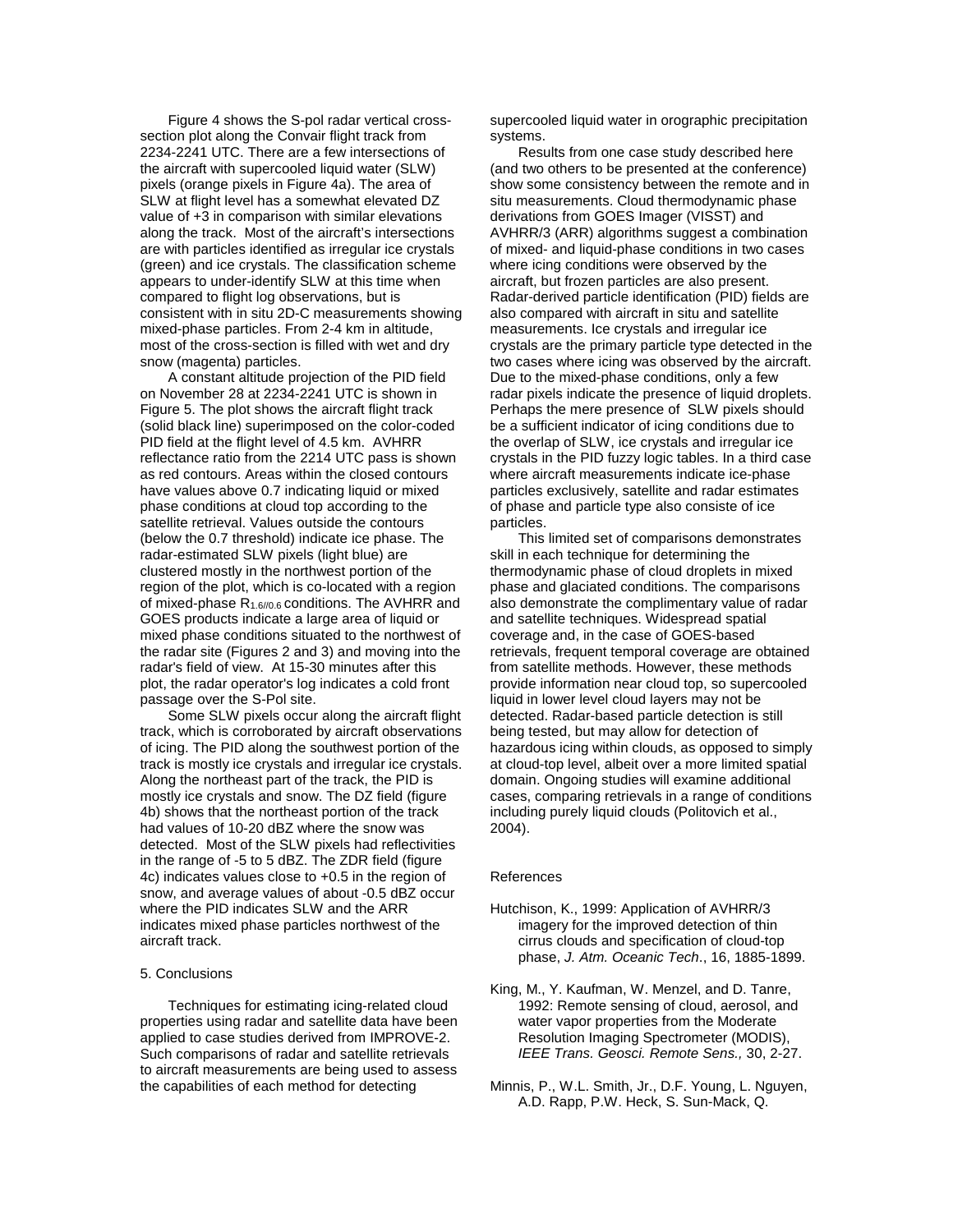Figure 4 shows the S-pol radar vertical cross-section plot along the Convair flight track from 2234-2241 UTC. There are a few intersections of the aircraft with supercooled liquid water (SLW) pixels (orange pixels in Figure 4a). The area of SLW at flight level has a somewhat elevated DZ value of +3 in comparison with similar elevations along the track. Most of the aircraft's intersections are with particles identified as irregular ice crystals (green) and ice crystals. The classification scheme appears to under-identify SLW at this time when compared to flight log observations, but is consistent with in situ 2D-C measurements showing mixed-phase particles. From 2-4 km in altitude, most of the cross-section is filled with wet and dry snow (magenta) particles.

A constant altitude projection of the PID field on November 28 at 2234-2241 UTC is shown in Figure 5. The plot shows the aircraft flight track (solid black line) superimposed on the color-coded PID field at the flight level of 4.5 km. AVHRR reflectance ratio from the 2214 UTC pass is shown as red contours. Areas within the closed contours have values above 0.7 indicating liquid or mixed phase conditions at cloud top according to the satellite retrieval. Values outside the contours (below the 0.7 threshold) indicate ice phase. The radar-estimated SLW pixels (light blue) are clustered mostly in the northwest portion of the region of the plot, which is co-located with a region of mixed-phase $R_{1.6//0.6}$ conditions. The AVHRR and GOES products indicate a large area of liquid or mixed phase conditions situated to the northwest of the radar site (Figures 2 and 3) and moving into the radar's field of view. At 15-30 minutes after this plot, the radar operator's log indicates a cold front passage over the S-Pol site.

Some SLW pixels occur along the aircraft flight track, which is corroborated by aircraft observations of icing. The PID along the southwest portion of the track is mostly ice crystals and irregular ice crystals. Along the northeast part of the track, the PID is mostly ice crystals and snow. The DZ field (figure 4b) shows that the northeast portion of the track had values of 10-20 dBZ where the snow was detected. Most of the SLW pixels had reflectivities in the range of -5 to 5 dBZ. The ZDR field (figure 4c) indicates values close to +0.5 in the region of snow, and average values of about -0.5 dBZ occur where the PID indicates SLW and the ARR indicates mixed phase particles northwest of the aircraft track.

5. Conclusions

Techniques for estimating icing-related cloud properties using radar and satellite data have been applied to case studies derived from IMPROVE-2. Such comparisons of radar and satellite retrievals to aircraft measurements are being used to assess the capabilities of each method for detecting supercooled liquid water in orographic precipitation systems.

Results from one case study described here (and two others to be presented at the conference) show some consistency between the remote and in situ measurements. Cloud thermodynamic phase derivations from GOES Imager (VISST) and AVHRR/3 (ARR) algorithms suggest a combination of mixed- and liquid-phase conditions in two cases where icing conditions were observed by the aircraft, but frozen particles are also present. Radar-derived particle identification (PID) fields are also compared with aircraft in situ and satellite measurements. Ice crystals and irregular ice crystals are the primary particle type detected in the two cases where icing was observed by the aircraft. Due to the mixed-phase conditions, only a few radar pixels indicate the presence of liquid droplets. Perhaps the mere presence of SLW pixels should be a sufficient indicator of icing conditions due to the overlap of SLW, ice crystals and irregular ice crystals in the PID fuzzy logic tables. In a third case where aircraft measurements indicate ice-phase particles exclusively, satellite and radar estimates of phase and particle type also consiste of ice particles.

This limited set of comparisons demonstrates skill in each technique for determining the thermodynamic phase of cloud droplets in mixed phase and glaciated conditions. The comparisons also demonstrate the complimentary value of radar and satellite techniques. Widespread spatial coverage and, in the case of GOES-based retrievals, frequent temporal coverage are obtained from satellite methods. However, these methods provide information near cloud top, so supercooled liquid in lower level cloud layers may not be detected. Radar-based particle detection is still being tested, but may allow for detection of hazardous icing within clouds, as opposed to simply at cloud-top level, albeit over a more limited spatial domain. Ongoing studies will examine additional cases, comparing retrievals in a range of conditions including purely liquid clouds (Politovich et al., 2004).

References

Hutchison, K., 1999: Application of AVHRR/3 imagery for the improved detection of thin cirrus clouds and specification of cloud-top phase, *J. Atm. Oceanic Tech*., 16, 1885-1899.

King, M., Y. Kaufman, W. Menzel, and D. Tanre, 1992: Remote sensing of cloud, aerosol, and water vapor properties from the Moderate Resolution Imaging Spectrometer (MODIS), *IEEE Trans. Geosci. Remote Sens.,* 30, 2-27.

Minnis, P., W.L. Smith, Jr., D.F. Young, L. Nguyen, A.D. Rapp, P.W. Heck, S. Sun-Mack, Q.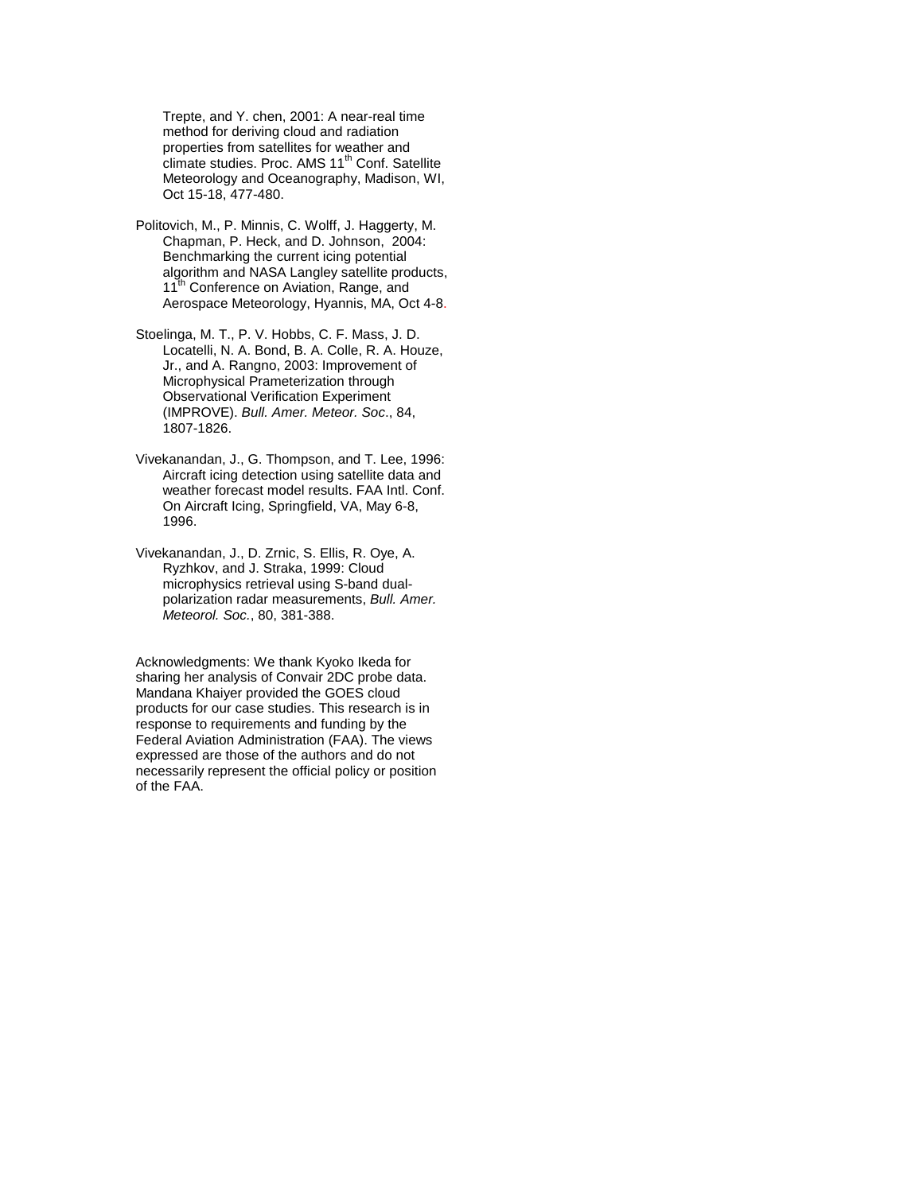Trepte, and Y. chen, 2001: A near-real time method for deriving cloud and radiation properties from satellites for weather and climate studies. Proc. AMS 11th Conf. Satellite Meteorology and Oceanography, Madison, WI, Oct 15-18, 477-480.

Politovich, M., P. Minnis, C. Wolff, J. Haggerty, M. Chapman, P. Heck, and D. Johnson, 2004: Benchmarking the current icing potential algorithm and NASA Langley satellite products, 11th Conference on Aviation, Range, and Aerospace Meteorology, Hyannis, MA, Oct 4-8.

Stoelinga, M. T., P. V. Hobbs, C. F. Mass, J. D. Locatelli, N. A. Bond, B. A. Colle, R. A. Houze, Jr., and A. Rangno, 2003: Improvement of Microphysical Prameterization through Observational Verification Experiment (IMPROVE). *Bull. Amer. Meteor. Soc*., 84, 1807-1826.

Vivekanandan, J., G. Thompson, and T. Lee, 1996: Aircraft icing detection using satellite data and weather forecast model results. FAA Intl. Conf. On Aircraft Icing, Springfield, VA, May 6-8, 1996.

Vivekanandan, J., D. Zrnic, S. Ellis, R. Oye, A. Ryzhkov, and J. Straka, 1999: Cloud microphysics retrieval using S-band dual-polarization radar measurements, *Bull. Amer. Meteorol. Soc*., 80, 381-388.

Acknowledgments: We thank Kyoko Ikeda for sharing her analysis of Convair 2DC probe data. Mandana Khaiyer provided the GOES cloud products for our case studies. This research is in response to requirements and funding by the Federal Aviation Administration (FAA). The views expressed are those of the authors and do not necessarily represent the official policy or position of the FAA.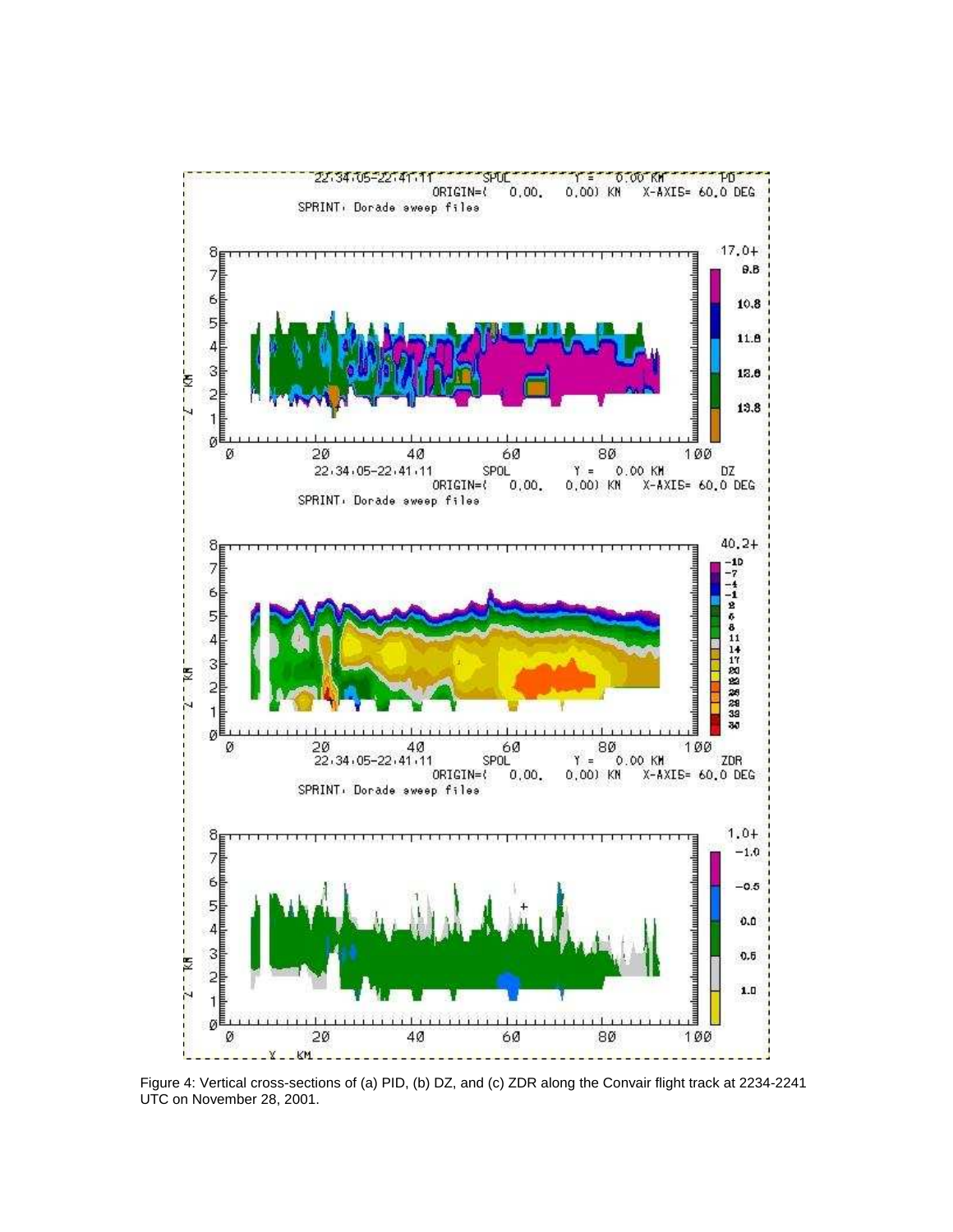Figure 4: Vertical cross-sections of (a) PID, (b) DZ, and (c) ZDR along the Convair flight track at 2234-2241 UTC on November 28, 2001.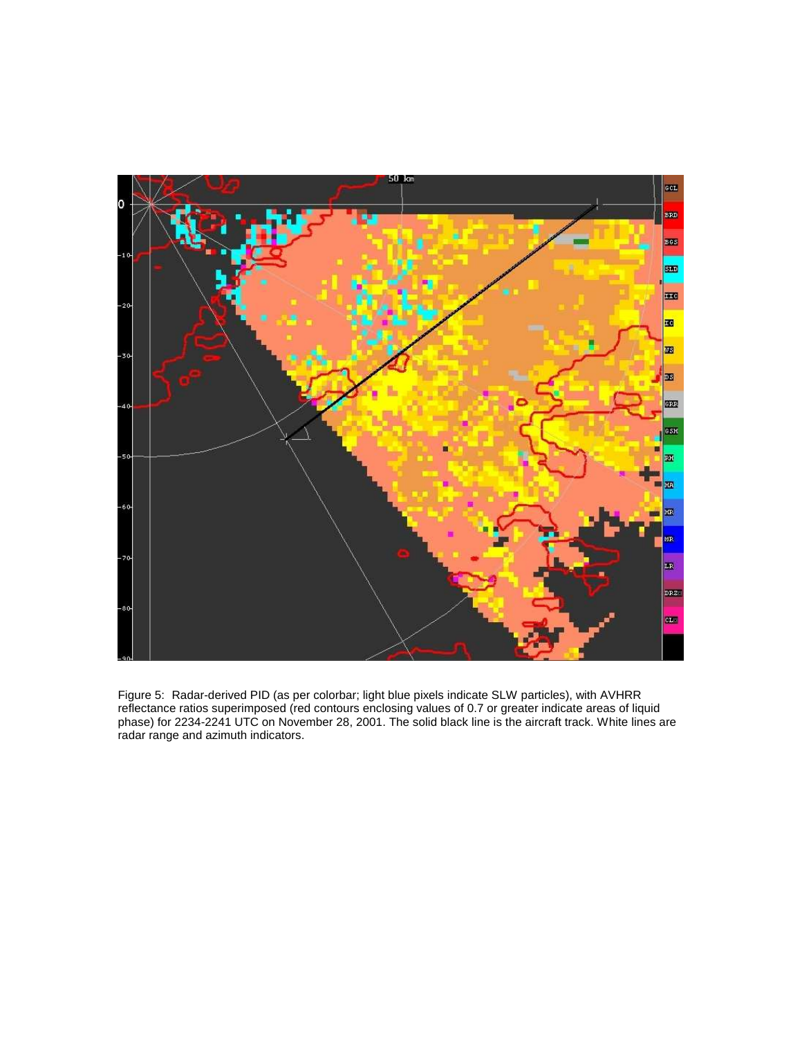50 km

0

-10

-20

-30

-40

-50

-60

-70

-80

-90

GCL

BRD

BGS

SLD

IIC

IC

WS

DS

GRP

GSM

RH

HA

MR

MR

LR

DRZ

CL

Figure 5: Radar-derived PID (as per colorbar; light blue pixels indicate SLW particles), with AVHRR reflectance ratios superimposed (red contours enclosing values of 0.7 or greater indicate areas of liquid phase) for 2234-2241 UTC on November 28, 2001. The solid black line is the aircraft track. White lines are radar range and azimuth indicators.